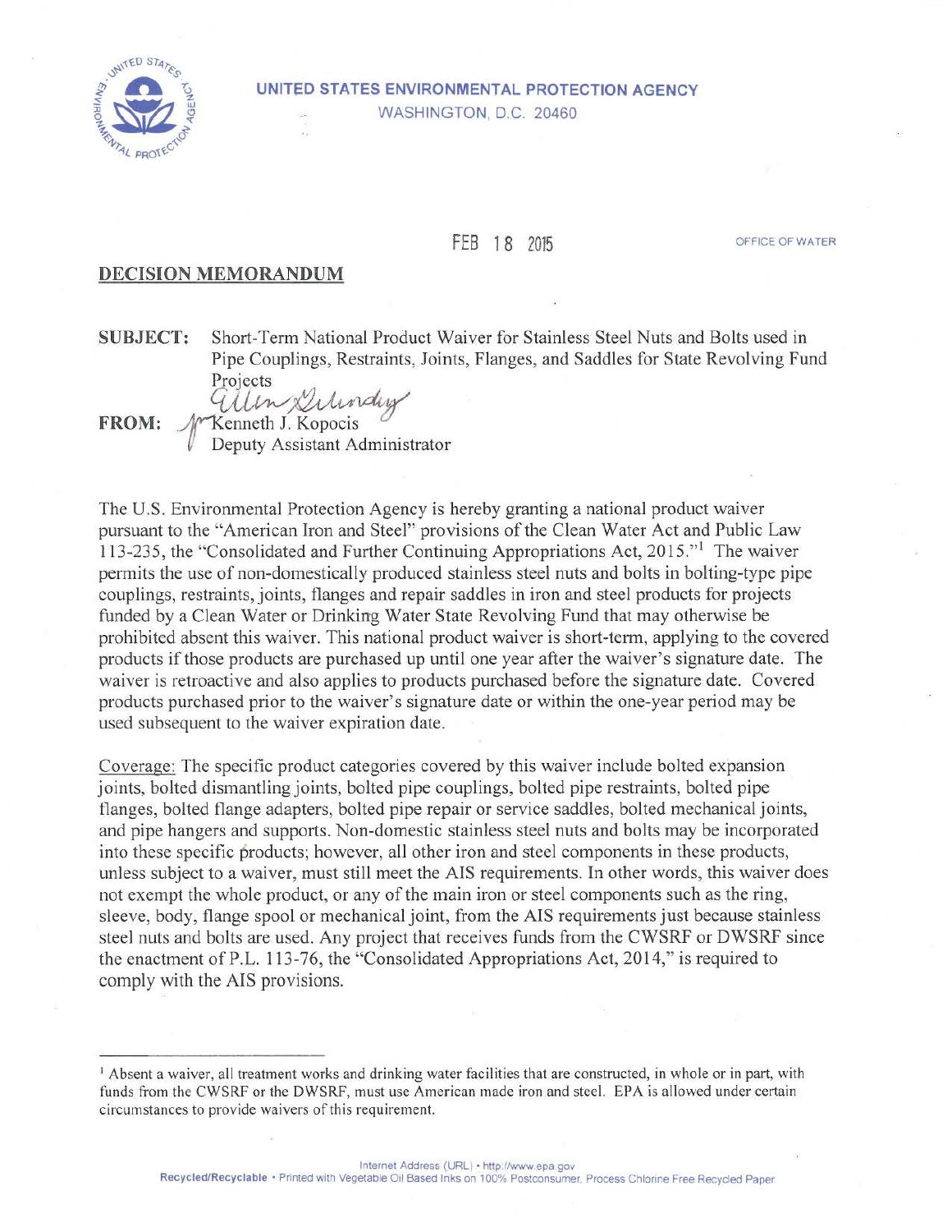**UNITED STATES ENVIRONMENTAL PROTECTION AGENCY**
WASHINGTON, D.C. 20460

FEB 18 2015

OFFICE OF WATER

## DECISION MEMORANDUM

**SUBJECT:** Short-Term National Product Waiver for Stainless Steel Nuts and Bolts used in Pipe Couplings, Restraints, Joints, Flanges, and Saddles for State Revolving Fund Projects

**FROM:** Kenneth J. Kopocis
Deputy Assistant Administrator

The U.S. Environmental Protection Agency is hereby granting a national product waiver pursuant to the "American Iron and Steel" provisions of the Clean Water Act and Public Law 113-235, the "Consolidated and Further Continuing Appropriations Act, 2015."[1] The waiver permits the use of non-domestically produced stainless steel nuts and bolts in bolting-type pipe couplings, restraints, joints, flanges and repair saddles in iron and steel products for projects funded by a Clean Water or Drinking Water State Revolving Fund that may otherwise be prohibited absent this waiver. This national product waiver is short-term, applying to the covered products if those products are purchased up until one year after the waiver's signature date. The waiver is retroactive and also applies to products purchased before the signature date. Covered products purchased prior to the waiver's signature date or within the one-year period may be used subsequent to the waiver expiration date.

Coverage: The specific product categories covered by this waiver include bolted expansion joints, bolted dismantling joints, bolted pipe couplings, bolted pipe restraints, bolted pipe flanges, bolted flange adapters, bolted pipe repair or service saddles, bolted mechanical joints, and pipe hangers and supports. Non-domestic stainless steel nuts and bolts may be incorporated into these specific products; however, all other iron and steel components in these products, unless subject to a waiver, must still meet the AIS requirements. In other words, this waiver does not exempt the whole product, or any of the main iron or steel components such as the ring, sleeve, body, flange spool or mechanical joint, from the AIS requirements just because stainless steel nuts and bolts are used. Any project that receives funds from the CWSRF or DWSRF since the enactment of P.L. 113-76, the "Consolidated Appropriations Act, 2014," is required to comply with the AIS provisions.

[1] Absent a waiver, all treatment works and drinking water facilities that are constructed, in whole or in part, with funds from the CWSRF or the DWSRF, must use American made iron and steel. EPA is allowed under certain circumstances to provide waivers of this requirement.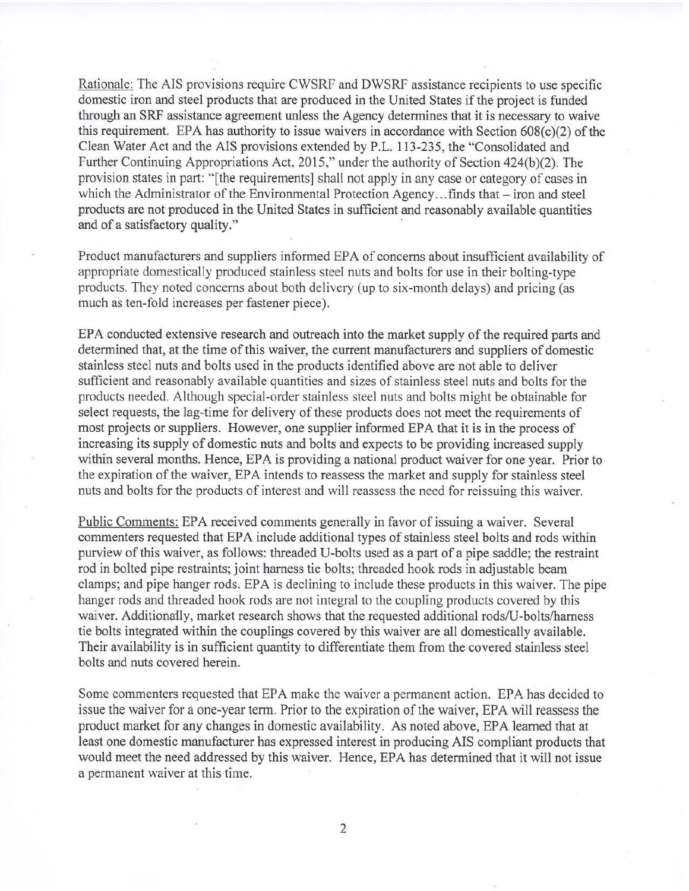Rationale: The AIS provisions require CWSRF and DWSRF assistance recipients to use specific domestic iron and steel products that are produced in the United States if the project is funded through an SRF assistance agreement unless the Agency determines that it is necessary to waive this requirement. EPA has authority to issue waivers in accordance with Section 608(c)(2) of the Clean Water Act and the AIS provisions extended by P.L. 113-235, the "Consolidated and Further Continuing Appropriations Act, 2015," under the authority of Section 424(b)(2). The provision states in part: "[the requirements] shall not apply in any case or category of cases in which the Administrator of the Environmental Protection Agency…finds that – iron and steel products are not produced in the United States in sufficient and reasonably available quantities and of a satisfactory quality."

Product manufacturers and suppliers informed EPA of concerns about insufficient availability of appropriate domestically produced stainless steel nuts and bolts for use in their bolting-type products. They noted concerns about both delivery (up to six-month delays) and pricing (as much as ten-fold increases per fastener piece).

EPA conducted extensive research and outreach into the market supply of the required parts and determined that, at the time of this waiver, the current manufacturers and suppliers of domestic stainless steel nuts and bolts used in the products identified above are not able to deliver sufficient and reasonably available quantities and sizes of stainless steel nuts and bolts for the products needed. Although special-order stainless steel nuts and bolts might be obtainable for select requests, the lag-time for delivery of these products does not meet the requirements of most projects or suppliers. However, one supplier informed EPA that it is in the process of increasing its supply of domestic nuts and bolts and expects to be providing increased supply within several months. Hence, EPA is providing a national product waiver for one year. Prior to the expiration of the waiver, EPA intends to reassess the market and supply for stainless steel nuts and bolts for the products of interest and will reassess the need for reissuing this waiver.

Public Comments: EPA received comments generally in favor of issuing a waiver. Several commenters requested that EPA include additional types of stainless steel bolts and rods within purview of this waiver, as follows: threaded U-bolts used as a part of a pipe saddle; the restraint rod in bolted pipe restraints; joint harness tie bolts; threaded hook rods in adjustable beam clamps; and pipe hanger rods. EPA is declining to include these products in this waiver. The pipe hanger rods and threaded hook rods are not integral to the coupling products covered by this waiver. Additionally, market research shows that the requested additional rods/U-bolts/harness tie bolts integrated within the couplings covered by this waiver are all domestically available. Their availability is in sufficient quantity to differentiate them from the covered stainless steel bolts and nuts covered herein.

Some commenters requested that EPA make the waiver a permanent action. EPA has decided to issue the waiver for a one-year term. Prior to the expiration of the waiver, EPA will reassess the product market for any changes in domestic availability. As noted above, EPA learned that at least one domestic manufacturer has expressed interest in producing AIS compliant products that would meet the need addressed by this waiver. Hence, EPA has determined that it will not issue a permanent waiver at this time.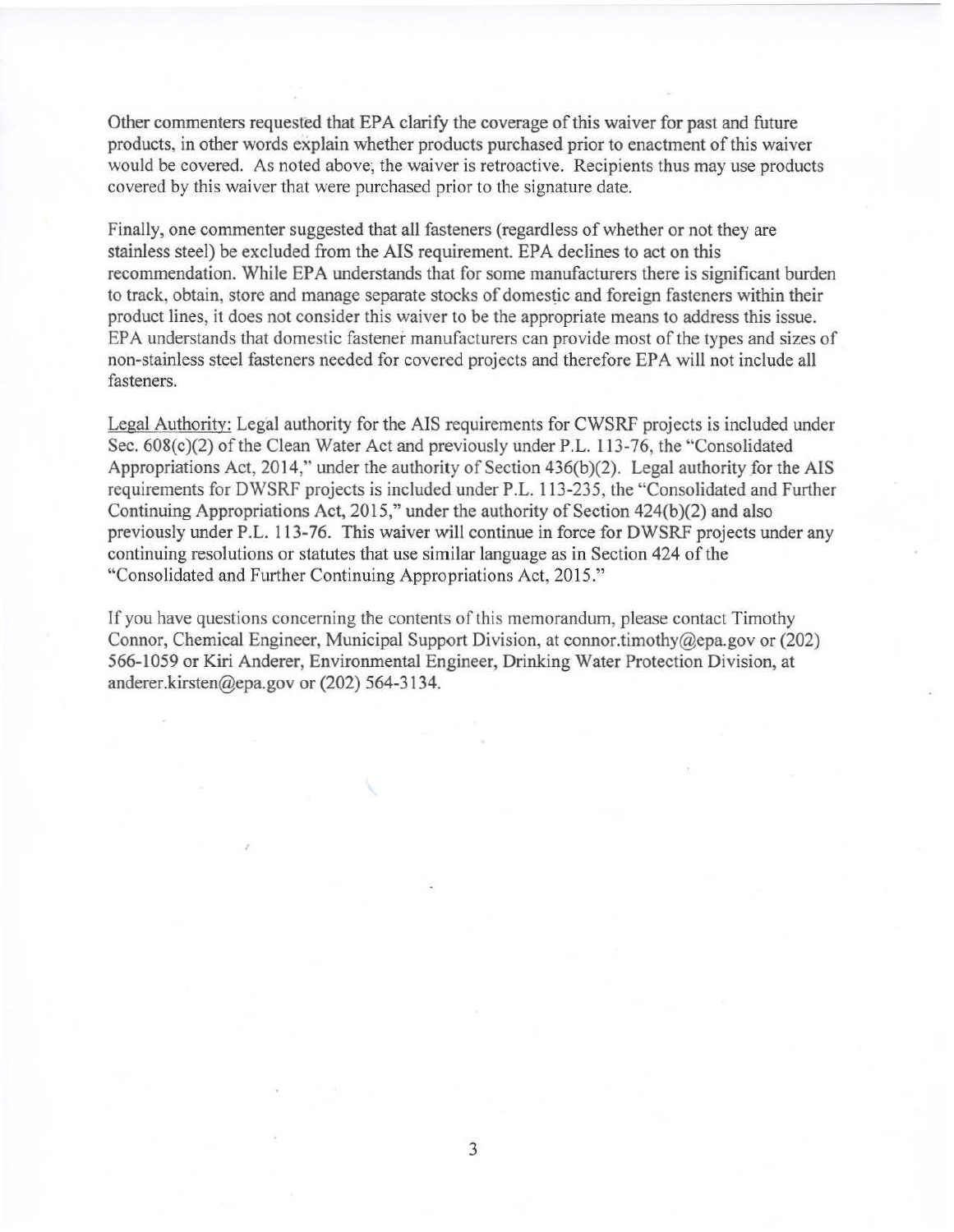Other commenters requested that EPA clarify the coverage of this waiver for past and future products, in other words explain whether products purchased prior to enactment of this waiver would be covered. As noted above, the waiver is retroactive. Recipients thus may use products covered by this waiver that were purchased prior to the signature date.

Finally, one commenter suggested that all fasteners (regardless of whether or not they are stainless steel) be excluded from the AIS requirement. EPA declines to act on this recommendation. While EPA understands that for some manufacturers there is significant burden to track, obtain, store and manage separate stocks of domestic and foreign fasteners within their product lines, it does not consider this waiver to be the appropriate means to address this issue. EPA understands that domestic fastener manufacturers can provide most of the types and sizes of non-stainless steel fasteners needed for covered projects and therefore EPA will not include all fasteners.

Legal Authority: Legal authority for the AIS requirements for CWSRF projects is included under Sec. 608(c)(2) of the Clean Water Act and previously under P.L. 113-76, the "Consolidated Appropriations Act, 2014," under the authority of Section 436(b)(2). Legal authority for the AIS requirements for DWSRF projects is included under P.L. 113-235, the "Consolidated and Further Continuing Appropriations Act, 2015," under the authority of Section 424(b)(2) and also previously under P.L. 113-76. This waiver will continue in force for DWSRF projects under any continuing resolutions or statutes that use similar language as in Section 424 of the "Consolidated and Further Continuing Appropriations Act, 2015."

If you have questions concerning the contents of this memorandum, please contact Timothy Connor, Chemical Engineer, Municipal Support Division, at connor.timothy@epa.gov or (202) 566-1059 or Kiri Anderer, Environmental Engineer, Drinking Water Protection Division, at anderer.kirsten@epa.gov or (202) 564-3134.